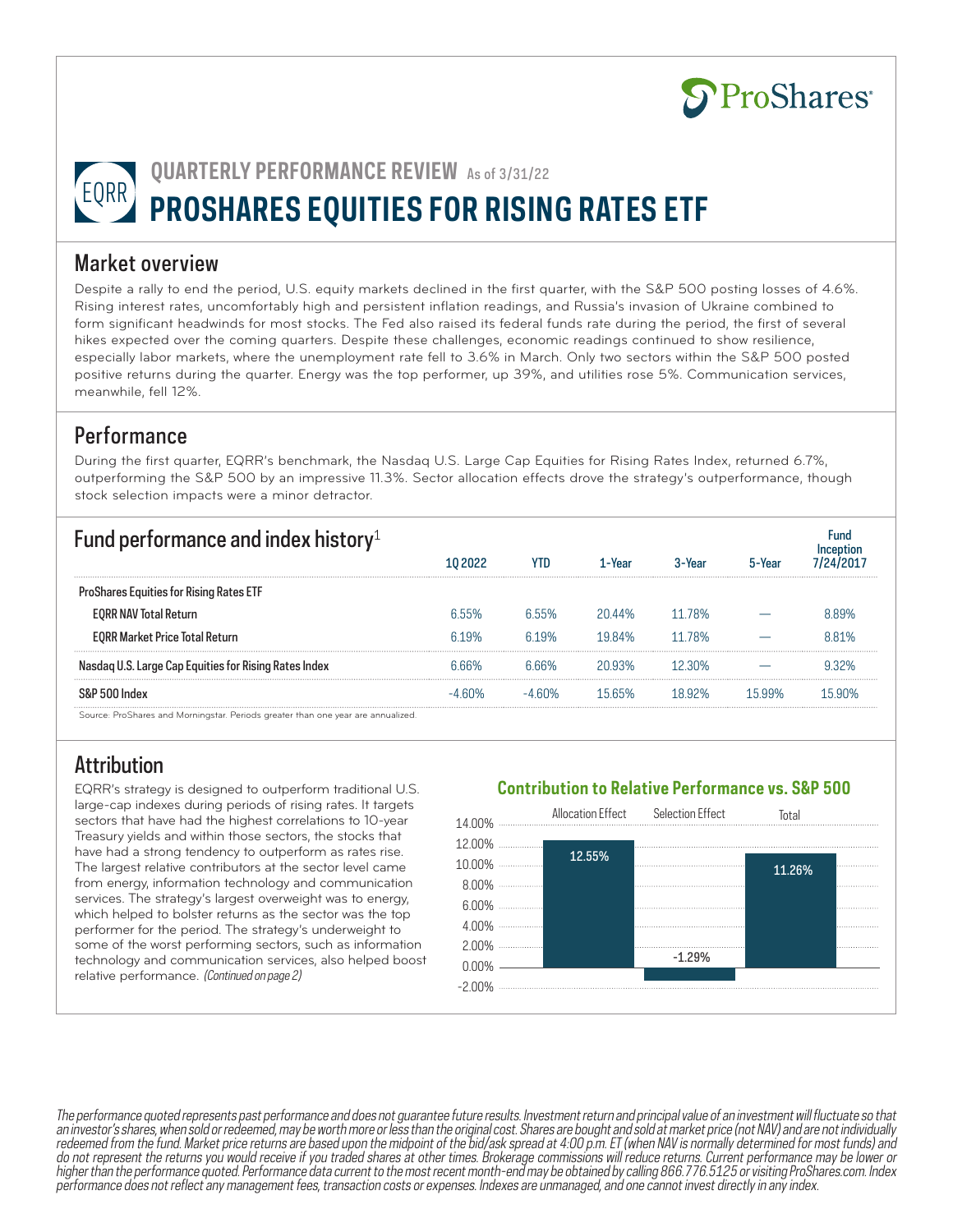ProShares

# QUARTERLY PERFORMANCE REVIEW As of 3/31/22

# EQRR PROSHARES EQUITIES FOR RISING RATES ETF

## Market overview

Despite a rally to end the period, U.S. equity markets declined in the first quarter, with the S&P 500 posting losses of 4.6%. Rising interest rates, uncomfortably high and persistent inflation readings, and Russia's invasion of Ukraine combined to form significant headwinds for most stocks. The Fed also raised its federal funds rate during the period, the first of several hikes expected over the coming quarters. Despite these challenges, economic readings continued to show resilience, especially labor markets, where the unemployment rate fell to 3.6% in March. Only two sectors within the S&P 500 posted positive returns during the quarter. Energy was the top performer, up 39%, and utilities rose 5%. Communication services, meanwhile, fell 12%.

## Performance

During the first quarter, EQRR's benchmark, the Nasdaq U.S. Large Cap Equities for Rising Rates Index, returned 6.7%, outperforming the S&P 500 by an impressive 11.3%. Sector allocation effects drove the strategy's outperformance, though stock selection impacts were a minor detractor.

## Fund performance and index history[1]

| | 1Q 2022 | YTD | 1-Year | 3-Year | 5-Year | Fund Inception 7/24/2017 |
|---|---|---|---|---|---|---|
| **ProShares Equities for Rising Rates ETF** | | | | | | |
| **EQRR NAV Total Return** | 6.55% | 6.55% | 20.44% | 11.78% | — | 8.89% |
| **EQRR Market Price Total Return** | 6.19% | 6.19% | 19.84% | 11.78% | — | 8.81% |
| **Nasdaq U.S. Large Cap Equities for Rising Rates Index** | 6.66% | 6.66% | 20.93% | 12.30% | — | 9.32% |
| **S&P 500 Index** | -4.60% | -4.60% | 15.65% | 18.92% | 15.99% | 15.90% |

Source: ProShares and Morningstar. Periods greater than one year are annualized.

## Attribution

EQRR's strategy is designed to outperform traditional U.S. large-cap indexes during periods of rising rates. It targets sectors that have had the highest correlations to 10-year Treasury yields and within those sectors, the stocks that have had a strong tendency to outperform as rates rise. The largest relative contributors at the sector level came from energy, information technology and communication services. The strategy's largest overweight was to energy, which helped to bolster returns as the sector was the top performer for the period. The strategy's underweight to some of the worst performing sectors, such as information technology and communication services, also helped boost relative performance. *(Continued on page 2)*

### Contribution to Relative Performance vs. S&P 500

| Allocation Effect | Selection Effect | Total |
|---|---|---|
| 12.55% | -1.29% | 11.26% |

*The performance quoted represents past performance and does not guarantee future results. Investment return and principal value of an investment will fluctuate so that an investor's shares, when sold or redeemed, may be worth more or less than the original cost. Shares are bought and sold at market price (not NAV) and are not individually redeemed from the fund. Market price returns are based upon the midpoint of the bid/ask spread at 4:00 p.m. ET (when NAV is normally determined for most funds) and do not represent the returns you would receive if you traded shares at other times. Brokerage commissions will reduce returns. Current performance may be lower or higher than the performance quoted. Performance data current to the most recent month-end may be obtained by calling 866.776.5125 or visiting ProShares.com. Index performance does not reflect any management fees, transaction costs or expenses. Indexes are unmanaged, and one cannot invest directly in any index.*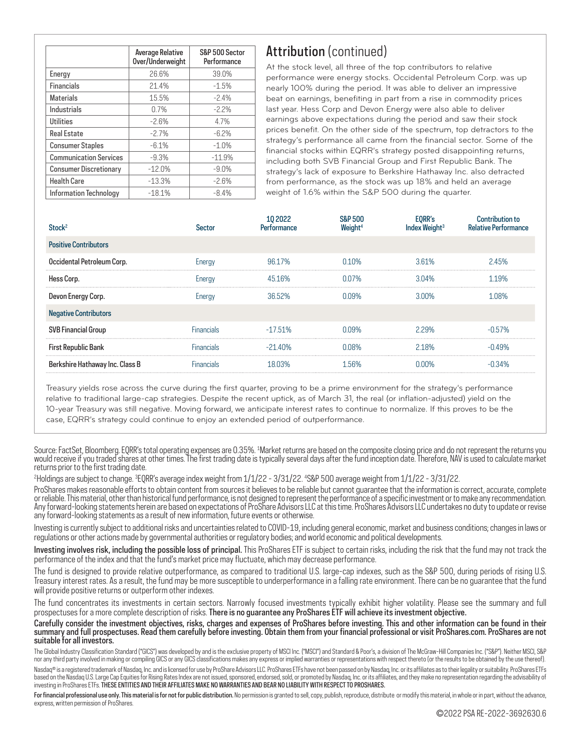| | Average Relative Over/Underweight | S&P 500 Sector Performance |
|---|---|---|
| Energy | 26.6% | 39.0% |
| Financials | 21.4% | -1.5% |
| Materials | 15.5% | -2.4% |
| Industrials | 0.7% | -2.2% |
| Utilities | -2.6% | 4.7% |
| Real Estate | -2.7% | -6.2% |
| Consumer Staples | -6.1% | -1.0% |
| Communication Services | -9.3% | -11.9% |
| Consumer Discretionary | -12.0% | -9.0% |
| Health Care | -13.3% | -2.6% |
| Information Technology | -18.1% | -8.4% |

## Attribution (continued)

At the stock level, all three of the top contributors to relative performance were energy stocks. Occidental Petroleum Corp. was up nearly 100% during the period. It was able to deliver an impressive beat on earnings, benefiting in part from a rise in commodity prices last year. Hess Corp and Devon Energy were also able to deliver earnings above expectations during the period and saw their stock prices benefit. On the other side of the spectrum, top detractors to the strategy's performance all came from the financial sector. Some of the financial stocks within EQRR's strategy posted disappointing returns, including both SVB Financial Group and First Republic Bank. The strategy's lack of exposure to Berkshire Hathaway Inc. also detracted from performance, as the stock was up 18% and held an average weight of 1.6% within the S&P 500 during the quarter.

| Stock[2] | Sector | 1Q 2022 Performance | S&P 500 Weight[4] | EQRR's Index Weight[3] | Contribution to Relative Performance |
|---|---|---|---|---|---|
| **Positive Contributors** | | | | | |
| Occidental Petroleum Corp. | Energy | 96.17% | 0.10% | 3.61% | 2.45% |
| Hess Corp. | Energy | 45.16% | 0.07% | 3.04% | 1.19% |
| Devon Energy Corp. | Energy | 36.52% | 0.09% | 3.00% | 1.08% |
| **Negative Contributors** | | | | | |
| SVB Financial Group | Financials | -17.51% | 0.09% | 2.29% | -0.57% |
| First Republic Bank | Financials | -21.40% | 0.08% | 2.18% | -0.49% |
| Berkshire Hathaway Inc. Class B | Financials | 18.03% | 1.56% | 0.00% | -0.34% |

Treasury yields rose across the curve during the first quarter, proving to be a prime environment for the strategy's performance relative to traditional large-cap strategies. Despite the recent uptick, as of March 31, the real (or inflation-adjusted) yield on the 10-year Treasury was still negative. Moving forward, we anticipate interest rates to continue to normalize. If this proves to be the case, EQRR's strategy could continue to enjoy an extended period of outperformance.

Source: FactSet, Bloomberg. EQRR's total operating expenses are 0.35%. [1]Market returns are based on the composite closing price and do not represent the returns you would receive if you traded shares at other times. The first trading date is typically several days after the fund inception date. Therefore, NAV is used to calculate market returns prior to the first trading date.

[2]Holdings are subject to change. [3]EQRR's average index weight from 1/1/22 - 3/31/22. [4]S&P 500 average weight from 1/1/22 - 3/31/22.

ProShares makes reasonable efforts to obtain content from sources it believes to be reliable but cannot guarantee that the information is correct, accurate, complete or reliable. This material, other than historical fund performance, is not designed to represent the performance of a specific investment or to make any recommendation. Any forward-looking statements herein are based on expectations of ProShare Advisors LLC at this time. ProShares Advisors LLC undertakes no duty to update or revise any forward-looking statements as a result of new information, future events or otherwise.

Investing is currently subject to additional risks and uncertainties related to COVID-19, including general economic, market and business conditions; changes in laws or regulations or other actions made by governmental authorities or regulatory bodies; and world economic and political developments.

**Investing involves risk, including the possible loss of principal.** This ProShares ETF is subject to certain risks, including the risk that the fund may not track the performance of the index and that the fund's market price may fluctuate, which may decrease performance.

The fund is designed to provide relative outperformance, as compared to traditional U.S. large-cap indexes, such as the S&P 500, during periods of rising U.S. Treasury interest rates. As a result, the fund may be more susceptible to underperformance in a falling rate environment. There can be no guarantee that the fund will provide positive returns or outperform other indexes.

The fund concentrates its investments in certain sectors. Narrowly focused investments typically exhibit higher volatility. Please see the summary and full prospectuses for a more complete description of risks. **There is no guarantee any ProShares ETF will achieve its investment objective.**

**Carefully consider the investment objectives, risks, charges and expenses of ProShares before investing. This and other information can be found in their summary and full prospectuses. Read them carefully before investing. Obtain them from your financial professional or visit ProShares.com. ProShares are not suitable for all investors.**

The Global Industry Classification Standard ("GICS") was developed by and is the exclusive property of MSCI Inc. ("MSCI") and Standard & Poor's, a division of The McGraw-Hill Companies Inc. ("S&P"). Neither MSCI, S&P nor any third party involved in making or compiling GICS or any GICS classifications makes any express or implied warranties or representations with respect thereto (or the results to be obtained by the use thereof).

Nasdaq® is a registered trademark of Nasdaq, Inc. and is licensed for use by ProShare Advisors LLC. ProShares ETFs have not been passed on by Nasdaq, Inc. or its affiliates as to their legality or suitability. ProShares ETFs based on the Nasdaq U.S. Large Cap Equities for Rising Rates Index are not issued, sponsored, endorsed, sold, or promoted by Nasdaq, Inc. or its affiliates, and they make no representation regarding the advisability of investing in ProShares ETFs. **THESE ENTITIES AND THEIR AFFILIATES MAKE NO WARRANTIES AND BEAR NO LIABILITY WITH RESPECT TO PROSHARES.**

**For financial professional use only. This material is for not for public distribution.** No permission is granted to sell, copy, publish, reproduce, distribute or modify this material, in whole or in part, without the advance, express, written permission of ProShares.

©2022 PSA RE-2022-3692630.6